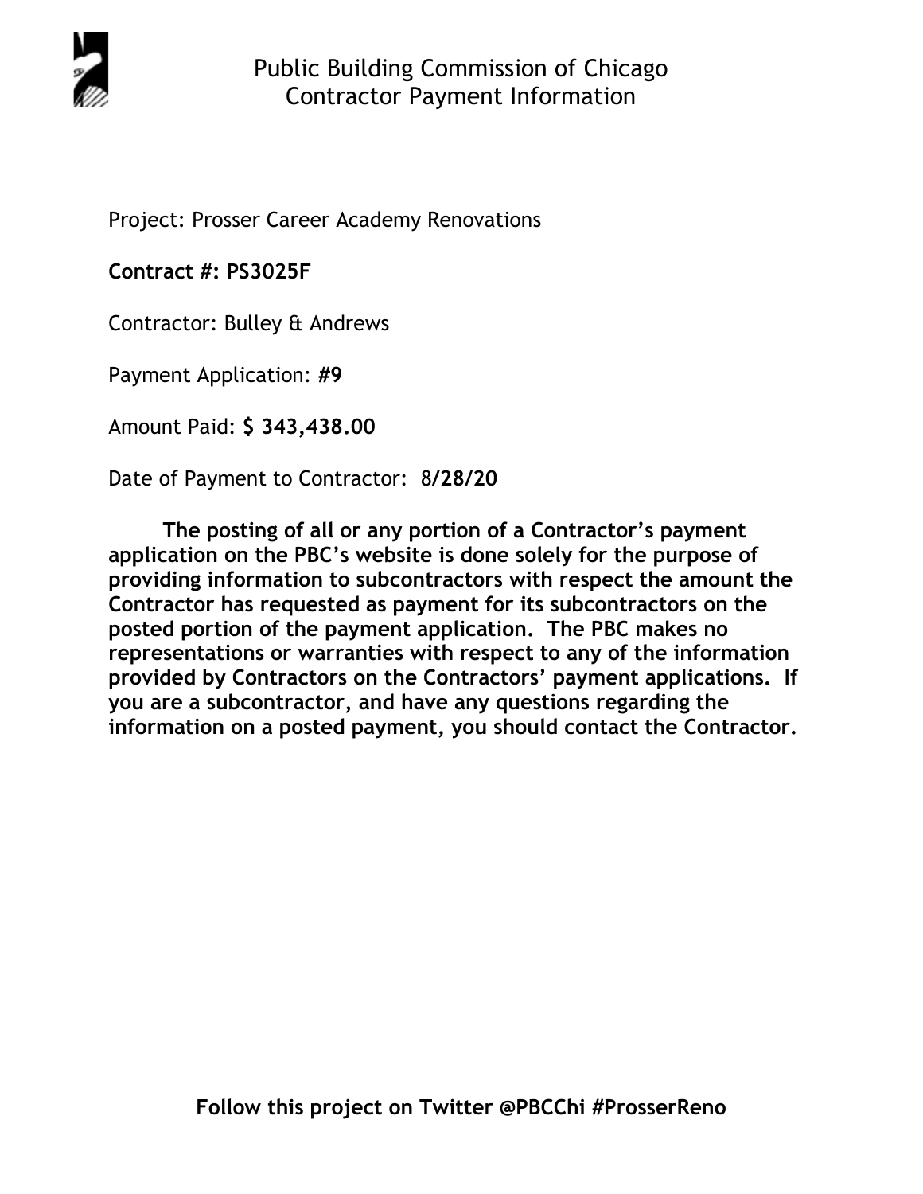# Public Building Commission of Chicago
## Contractor Payment Information

Project: Prosser Career Academy Renovations

**Contract #: PS3025F**

Contractor: Bulley & Andrews

Payment Application: **#9**

Amount Paid: **$ 343,438.00**

Date of Payment to Contractor: 8**/28/20**

**The posting of all or any portion of a Contractor's payment application on the PBC's website is done solely for the purpose of providing information to subcontractors with respect the amount the Contractor has requested as payment for its subcontractors on the posted portion of the payment application. The PBC makes no representations or warranties with respect to any of the information provided by Contractors on the Contractors' payment applications. If you are a subcontractor, and have any questions regarding the information on a posted payment, you should contact the Contractor.**

**Follow this project on Twitter @PBCChi #ProsserReno**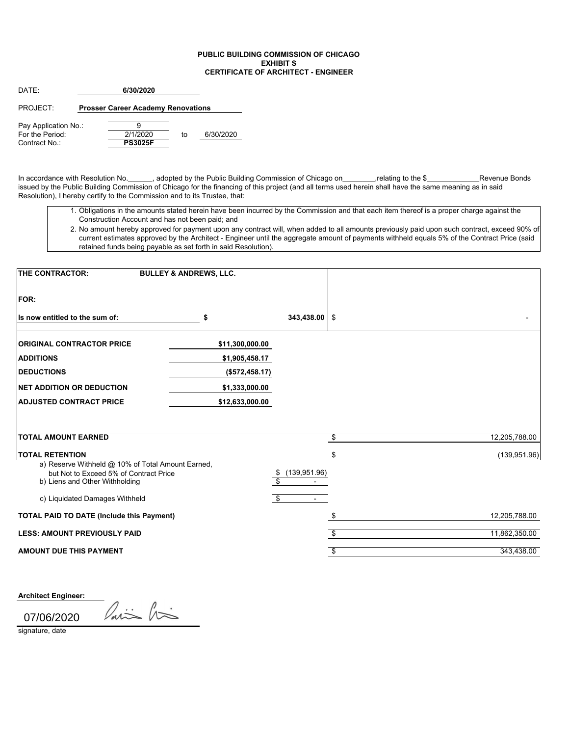**PUBLIC BUILDING COMMISSION OF CHICAGO**
**EXHIBIT S**
**CERTIFICATE OF ARCHITECT - ENGINEER**

DATE: **6/30/2020**

PROJECT: **Prosser Career Academy Renovations**

Pay Application No.: 9
For the Period: 2/1/2020 to 6/30/2020
Contract No.: **PS3025F**

In accordance with Resolution No.______, adopted by the Public Building Commission of Chicago on________,relating to the $____________Revenue Bonds issued by the Public Building Commission of Chicago for the financing of this project (and all terms used herein shall have the same meaning as in said Resolution), I hereby certify to the Commission and to its Trustee, that:

1. Obligations in the amounts stated herein have been incurred by the Commission and that each item thereof is a proper charge against the Construction Account and has not been paid; and
2. No amount hereby approved for payment upon any contract will, when added to all amounts previously paid upon such contract, exceed 90% of current estimates approved by the Architect - Engineer until the aggregate amount of payments withheld equals 5% of the Contract Price (said retained funds being payable as set forth in said Resolution).

| | | | |
|---|---|---|---|
| **THE CONTRACTOR:** | **BULLEY & ANDREWS, LLC.** | | |
| **FOR:** | | | |
| **Is now entitled to the sum of:** | **$** | **343,438.00** | $ - |
| **ORIGINAL CONTRACTOR PRICE** | **$11,300,000.00** | | |
| **ADDITIONS** | **$1,905,458.17** | | |
| **DEDUCTIONS** | **($572,458.17)** | | |
| **NET ADDITION OR DEDUCTION** | **$1,333,000.00** | | |
| **ADJUSTED CONTRACT PRICE** | **$12,633,000.00** | | |
| **TOTAL AMOUNT EARNED** | | | $ 12,205,788.00 |
| **TOTAL RETENTION** | | | $ (139,951.96) |
| a) Reserve Withheld @ 10% of Total Amount Earned, but Not to Exceed 5% of Contract Price | | $ (139,951.96) | |
| b) Liens and Other Withholding | | $ - | |
| c) Liquidated Damages Withheld | | $ - | |
| **TOTAL PAID TO DATE (Include this Payment)** | | | $ 12,205,788.00 |
| **LESS: AMOUNT PREVIOUSLY PAID** | | | $ 11,862,350.00 |
| **AMOUNT DUE THIS PAYMENT** | | | $ 343,438.00 |

**Architect Engineer:**

07/06/2020

signature, date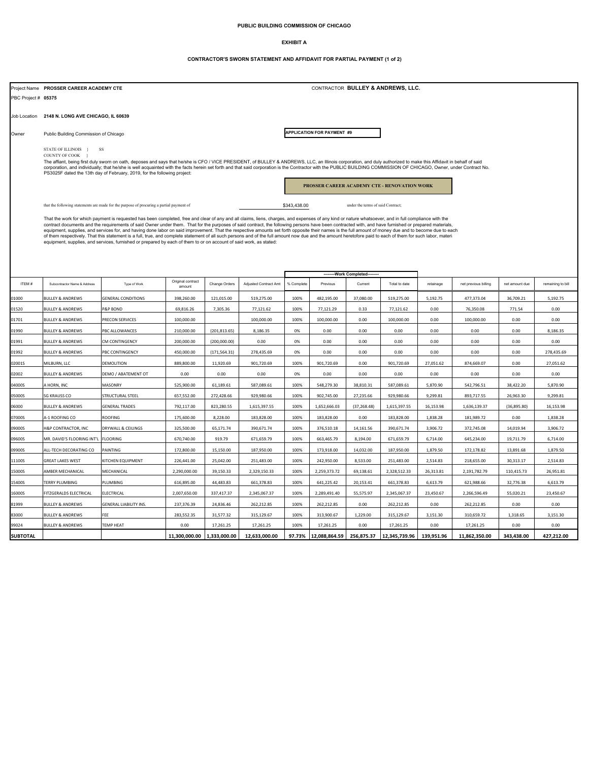**PUBLIC BUILDING COMMISSION OF CHICAGO**

**EXHIBIT A**

**CONTRACTOR'S SWORN STATEMENT AND AFFIDAVIT FOR PARTIAL PAYMENT (1 of 2)**

Project Name **PROSSER CAREER ACADEMY CTE**

CONTRACTOR **BULLEY & ANDREWS, LLC.**

PBC Project # **05375**

Job Location **2148 N. LONG AVE CHICAGO, IL 60639**

Owner Public Building Commission of Chicago

**APPLICATION FOR PAYMENT #9**

STATE OF ILLINOIS } SS
COUNTY OF COOK }

The affiant, being first duly sworn on oath, deposes and says that he/she is CFO / VICE PRESIDENT, of BULLEY & ANDREWS, LLC, an Illinois corporation, and duly authorized to make this Affidavit in behalf of said corporation, and individually; that he/she is well acquainted with the facts herein set forth and that said corporation is the Contractor with the PUBLIC BUILDING COMMISSION OF CHICAGO, Owner, under Contract No. PS3025F dated the 13th day of February, 2019, for the following project:

**PROSSER CAREER ACADEMY CTE - RENOVATION WORK**

that the following statements are made for the purpose of procuring a partial payment of $343,438.00 under the terms of said Contract;

That the work for which payment is requested has been completed, free and clear of any and all claims, liens, charges, and expenses of any kind or nature whatsoever, and in full compliance with the contract documents and the requirements of said Owner under them. That for the purposes of said contract, the following persons have been contracted with, and have furnished or prepared materials, equipment, supplies, and services for, and having done labor on said improvement. That the respective amounts set forth opposite their names is the full amount of money due and to become due to each of them respectively. That this statement is a full, true, and complete statement of all such persons and of the full amount now due and the amount heretofore paid to each of them for such labor, materi equipment, supplies, and services, furnished or prepared by each of them to or on account of said work, as stated:

| ITEM # | Subcontractor Name & Address | Type of Work | Original contract amount | Change Orders | Adjusted Contract Amt | --------Work Completed-------- % Complete | Previous | Current | Total to date | retainage | net previous billing | net amount due | remaining to bill |
|---|---|---|---|---|---|---|---|---|---|---|---|---|---|
| 01000 | BULLEY & ANDREWS | GENERAL CONDITIONS | 398,260.00 | 121,015.00 | 519,275.00 | 100% | 482,195.00 | 37,080.00 | 519,275.00 | 5,192.75 | 477,373.04 | 36,709.21 | 5,192.75 |
| 01520 | BULLEY & ANDREWS | P&P BOND | 69,816.26 | 7,305.36 | 77,121.62 | 100% | 77,121.29 | 0.33 | 77,121.62 | 0.00 | 76,350.08 | 771.54 | 0.00 |
| 01701 | BULLEY & ANDREWS | PRECON SERVICES | 100,000.00 | | 100,000.00 | 100% | 100,000.00 | 0.00 | 100,000.00 | 0.00 | 100,000.00 | 0.00 | 0.00 |
| 01990 | BULLEY & ANDREWS | PBC ALLOWANCES | 210,000.00 | (201,813.65) | 8,186.35 | 0% | 0.00 | 0.00 | 0.00 | 0.00 | 0.00 | 0.00 | 8,186.35 |
| 01991 | BULLEY & ANDREWS | CM CONTINGENCY | 200,000.00 | (200,000.00) | 0.00 | 0% | 0.00 | 0.00 | 0.00 | 0.00 | 0.00 | 0.00 | 0.00 |
| 01992 | BULLEY & ANDREWS | PBC CONTINGENCY | 450,000.00 | (171,564.31) | 278,435.69 | 0% | 0.00 | 0.00 | 0.00 | 0.00 | 0.00 | 0.00 | 278,435.69 |
| 02001S | MILBURN, LLC | DEMOLITION | 889,800.00 | 11,920.69 | 901,720.69 | 100% | 901,720.69 | 0.00 | 901,720.69 | 27,051.62 | 874,669.07 | 0.00 | 27,051.62 |
| 02002 | BULLEY & ANDREWS | DEMO / ABATEMENT OT | 0.00 | 0.00 | 0.00 | 0% | 0.00 | 0.00 | 0.00 | 0.00 | 0.00 | 0.00 | 0.00 |
| 04000S | A HORN, INC | MASONRY | 525,900.00 | 61,189.61 | 587,089.61 | 100% | 548,279.30 | 38,810.31 | 587,089.61 | 5,870.90 | 542,796.51 | 38,422.20 | 5,870.90 |
| 05000S | SG KRAUSS CO | STRUCTURAL STEEL | 657,552.00 | 272,428.66 | 929,980.66 | 100% | 902,745.00 | 27,235.66 | 929,980.66 | 9,299.81 | 893,717.55 | 26,963.30 | 9,299.81 |
| 06000 | BULLEY & ANDREWS | GENERAL TRADES | 792,117.00 | 823,280.55 | 1,615,397.55 | 100% | 1,652,666.03 | (37,268.48) | 1,615,397.55 | 16,153.98 | 1,636,139.37 | (36,895.80) | 16,153.98 |
| 07000S | A-1 ROOFING CO | ROOFING | 175,600.00 | 8,228.00 | 183,828.00 | 100% | 183,828.00 | 0.00 | 183,828.00 | 1,838.28 | 181,989.72 | 0.00 | 1,838.28 |
| 09000S | H&P CONTRACTOR, INC | DRYWALL & CEILINGS | 325,500.00 | 65,171.74 | 390,671.74 | 100% | 376,510.18 | 14,161.56 | 390,671.74 | 3,906.72 | 372,745.08 | 14,019.94 | 3,906.72 |
| 09600S | MR. DAVID'S FLOORING INT'L | FLOORING | 670,740.00 | 919.79 | 671,659.79 | 100% | 663,465.79 | 8,194.00 | 671,659.79 | 6,714.00 | 645,234.00 | 19,711.79 | 6,714.00 |
| 09900S | ALL-TECH DECORATING CO | PAINTING | 172,800.00 | 15,150.00 | 187,950.00 | 100% | 173,918.00 | 14,032.00 | 187,950.00 | 1,879.50 | 172,178.82 | 13,891.68 | 1,879.50 |
| 11100S | GREAT LAKES WEST | KITCHEN EQUIPMENT | 226,441.00 | 25,042.00 | 251,483.00 | 100% | 242,950.00 | 8,533.00 | 251,483.00 | 2,514.83 | 218,655.00 | 30,313.17 | 2,514.83 |
| 15000S | AMBER MECHANICAL | MECHANICAL | 2,290,000.00 | 39,150.33 | 2,329,150.33 | 100% | 2,259,373.72 | 69,138.61 | 2,328,512.33 | 26,313.81 | 2,191,782.79 | 110,415.73 | 26,951.81 |
| 15400S | TERRY PLUMBING | PLUMBING | 616,895.00 | 44,483.83 | 661,378.83 | 100% | 641,225.42 | 20,153.41 | 661,378.83 | 6,613.79 | 621,988.66 | 32,776.38 | 6,613.79 |
| 16000S | FITZGERALDS ELECTRICAL | ELECTRICAL | 2,007,650.00 | 337,417.37 | 2,345,067.37 | 100% | 2,289,491.40 | 55,575.97 | 2,345,067.37 | 23,450.67 | 2,266,596.49 | 55,020.21 | 23,450.67 |
| 81999 | BULLEY & ANDREWS | GENERAL LIABILITY INS. | 237,376.39 | 24,836.46 | 262,212.85 | 100% | 262,212.85 | 0.00 | 262,212.85 | 0.00 | 262,212.85 | 0.00 | 0.00 |
| 83000 | BULLEY & ANDREWS | FEE | 283,552.35 | 31,577.32 | 315,129.67 | 100% | 313,900.67 | 1,229.00 | 315,129.67 | 3,151.30 | 310,659.72 | 1,318.65 | 3,151.30 |
| 99024 | BULLEY & ANDREWS | TEMP HEAT | 0.00 | 17,261.25 | 17,261.25 | 100% | 17,261.25 | 0.00 | 17,261.25 | 0.00 | 17,261.25 | 0.00 | 0.00 |
| **SUBTOTAL** | | | **11,300,000.00** | **1,333,000.00** | **12,633,000.00** | **97.73%** | **12,088,864.59** | **256,875.37** | **12,345,739.96** | **139,951.96** | **11,862,350.00** | **343,438.00** | **427,212.00** |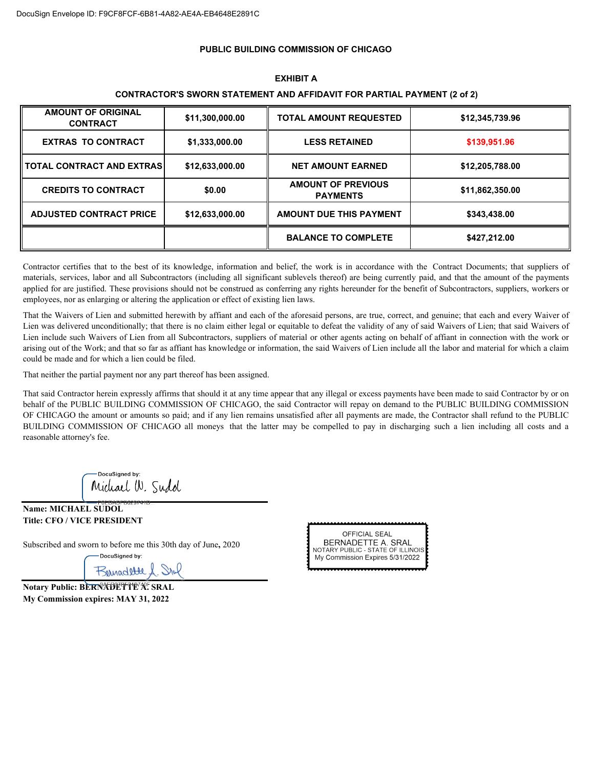DocuSign Envelope ID: F9CF8FCF-6B81-4A82-AE4A-EB4648E2891C

**PUBLIC BUILDING COMMISSION OF CHICAGO**

**EXHIBIT A**

**CONTRACTOR'S SWORN STATEMENT AND AFFIDAVIT FOR PARTIAL PAYMENT (2 of 2)**

| | | | |
|---|---|---|---|
| AMOUNT OF ORIGINAL CONTRACT | $11,300,000.00 | TOTAL AMOUNT REQUESTED | $12,345,739.96 |
| EXTRAS TO CONTRACT | $1,333,000.00 | LESS RETAINED | $139,951.96 |
| TOTAL CONTRACT AND EXTRAS | $12,633,000.00 | NET AMOUNT EARNED | $12,205,788.00 |
| CREDITS TO CONTRACT | $0.00 | AMOUNT OF PREVIOUS PAYMENTS | $11,862,350.00 |
| ADJUSTED CONTRACT PRICE | $12,633,000.00 | AMOUNT DUE THIS PAYMENT | $343,438.00 |
| | | BALANCE TO COMPLETE | $427,212.00 |

Contractor certifies that to the best of its knowledge, information and belief, the work is in accordance with the Contract Documents; that suppliers of materials, services, labor and all Subcontractors (including all significant sublevels thereof) are being currently paid, and that the amount of the payments applied for are justified. These provisions should not be construed as conferring any rights hereunder for the benefit of Subcontractors, suppliers, workers or employees, nor as enlarging or altering the application or effect of existing lien laws.

That the Waivers of Lien and submitted herewith by affiant and each of the aforesaid persons, are true, correct, and genuine; that each and every Waiver of Lien was delivered unconditionally; that there is no claim either legal or equitable to defeat the validity of any of said Waivers of Lien; that said Waivers of Lien include such Waivers of Lien from all Subcontractors, suppliers of material or other agents acting on behalf of affiant in connection with the work or arising out of the Work; and that so far as affiant has knowledge or information, the said Waivers of Lien include all the labor and material for which a claim could be made and for which a lien could be filed.

That neither the partial payment nor any part thereof has been assigned.

That said Contractor herein expressly affirms that should it at any time appear that any illegal or excess payments have been made to said Contractor by or on behalf of the PUBLIC BUILDING COMMISSION OF CHICAGO, the said Contractor will repay on demand to the PUBLIC BUILDING COMMISSION OF CHICAGO the amount or amounts so paid; and if any lien remains unsatisfied after all payments are made, the Contractor shall refund to the PUBLIC BUILDING COMMISSION OF CHICAGO all moneys that the latter may be compelled to pay in discharging such a lien including all costs and a reasonable attorney's fee.

DocuSigned by: Michael W. Sudol

**Name: MICHAEL SUDOL**
**Title: CFO / VICE PRESIDENT**

Subscribed and sworn to before me this 30th day of June, 2020

DocuSigned by: Bernadette A. Sral

**Notary Public: BERNADETTE A. SRAL**
**My Commission expires: MAY 31, 2022**

OFFICIAL SEAL
BERNADETTE A. SRAL
NOTARY PUBLIC - STATE OF ILLINOIS
My Commission Expires 5/31/2022